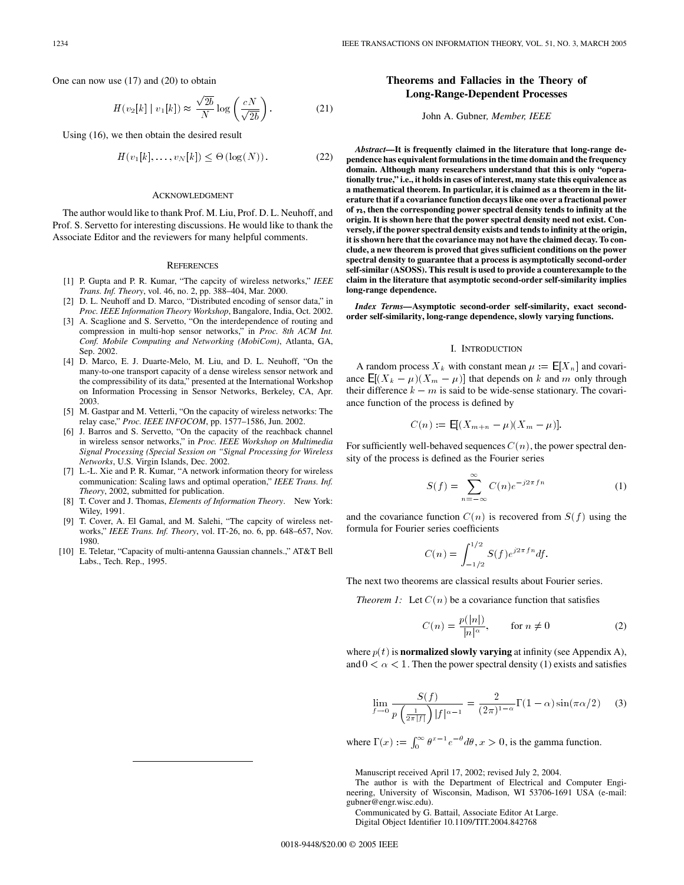One can now use (17) and (20) to obtain

$$H(v_2[k] \mid v_1[k]) \approx \frac{\sqrt{2b}}{N} \log\left(\frac{cN}{\sqrt{2b}}\right). \tag{21}$$

Using (16), we then obtain the desired result

$$H(v_1[k], \ldots, v_N[k]) \leq \Theta(\log(N)). \tag{22}$$

## Acknowledgment

The author would like to thank Prof. M. Liu, Prof. D. L. Neuhoff, and Prof. S. Servetto for interesting discussions. He would like to thank the Associate Editor and the reviewers for many helpful comments.

## References

[1] P. Gupta and P. R. Kumar, "The capcity of wireless networks," *IEEE Trans. Inf. Theory*, vol. 46, no. 2, pp. 388–404, Mar. 2000.

[2] D. L. Neuhoff and D. Marco, "Distributed encoding of sensor data," in *Proc. IEEE Information Theory Workshop*, Bangalore, India, Oct. 2002.

[3] A. Scaglione and S. Servetto, "On the interdependence of routing and compression in multi-hop sensor networks," in *Proc. 8th ACM Int. Conf. Mobile Computing and Networking (MobiCom)*, Atlanta, GA, Sep. 2002.

[4] D. Marco, E. J. Duarte-Melo, M. Liu, and D. L. Neuhoff, "On the many-to-one transport capacity of a dense wireless sensor network and the compressibility of its data," presented at the International Workshop on Information Processing in Sensor Networks, Berkeley, CA, Apr. 2003.

[5] M. Gastpar and M. Vetterli, "On the capacity of wireless networks: The relay case," *Proc. IEEE INFOCOM*, pp. 1577–1586, Jun. 2002.

[6] J. Barros and S. Servetto, "On the capacity of the reachback channel in wireless sensor networks," in *Proc. IEEE Workshop on Multimedia Signal Processing (Special Session on "Signal Processing for Wireless Networks*, U.S. Virgin Islands, Dec. 2002.

[7] L.-L. Xie and P. R. Kumar, "A network information theory for wireless communication: Scaling laws and optimal operation," *IEEE Trans. Inf. Theory*, 2002, submitted for publication.

[8] T. Cover and J. Thomas, *Elements of Information Theory*. New York: Wiley, 1991.

[9] T. Cover, A. El Gamal, and M. Salehi, "The capcity of wireless networks," *IEEE Trans. Inf. Theory*, vol. IT-26, no. 6, pp. 648–657, Nov. 1980.

[10] E. Teletar, "Capacity of multi-antenna Gaussian channels.," AT&T Bell Labs., Tech. Rep., 1995.

# Theorems and Fallacies in the Theory of Long-Range-Dependent Processes

John A. Gubner, *Member, IEEE*

***Abstract*—It is frequently claimed in the literature that long-range dependence has equivalent formulations in the time domain and the frequency domain. Although many researchers understand that this is only "operationally true," i.e., it holds in cases of interest, many state this equivalence as a mathematical theorem. In particular, it is claimed as a theorem in the literature that if a covariance function decays like one over a fractional power of $n$, then the corresponding power spectral density tends to infinity at the origin. It is shown here that the power spectral density need not exist. Conversely, if the power spectral density exists and tends to infinity at the origin, it is shown here that the covariance may not have the claimed decay. To conclude, a new theorem is proved that gives sufficient conditions on the power spectral density to guarantee that a process is asymptotically second-order self-similar (ASOSS). This result is used to provide a counterexample to the claim in the literature that asymptotic second-order self-similarity implies long-range dependence.**

***Index Terms*—Asymptotic second-order self-similarity, exact second-order self-similarity, long-range dependence, slowly varying functions.**

## I. Introduction

A random process $X_k$ with constant mean $\mu := \mathsf{E}[X_n]$ and covariance $\mathsf{E}[(X_k - \mu)(X_m - \mu)]$ that depends on $k$ and $m$ only through their difference $k - m$ is said to be wide-sense stationary. The covariance function of the process is defined by

$$C(n) := \mathsf{E}[(X_{m+n} - \mu)(X_m - \mu)].$$

For sufficiently well-behaved sequences $C(n)$, the power spectral density of the process is defined as the Fourier series

$$S(f) = \sum_{n=-\infty}^{\infty} C(n) e^{-j2\pi f n} \tag{1}$$

and the covariance function $C(n)$ is recovered from $S(f)$ using the formula for Fourier series coefficients

$$C(n) = \int_{-1/2}^{1/2} S(f) e^{j2\pi f n} df.$$

The next two theorems are classical results about Fourier series.

*Theorem 1:* Let $C(n)$ be a covariance function that satisfies

$$C(n) = \frac{p(|n|)}{|n|^{\alpha}}, \qquad \text{for } n \neq 0 \tag{2}$$

where $p(t)$ is **normalized slowly varying** at infinity (see Appendix A), and $0 < \alpha < 1$. Then the power spectral density (1) exists and satisfies

$$\lim_{f \to 0} \frac{S(f)}{p\left(\frac{1}{2\pi|f|}\right)|f|^{\alpha - 1}} = \frac{2}{(2\pi)^{1-\alpha}} \Gamma(1-\alpha) \sin(\pi\alpha/2) \tag{3}$$

where $\Gamma(x) := \int_0^{\infty} \theta^{x-1} e^{-\theta} d\theta, x > 0$, is the gamma function.

Manuscript received April 17, 2002; revised July 2, 2004.

The author is with the Department of Electrical and Computer Engineering, University of Wisconsin, Madison, WI 53706-1691 USA (e-mail: gubner@engr.wisc.edu).

Communicated by G. Battail, Associate Editor At Large.

Digital Object Identifier 10.1109/TIT.2004.842768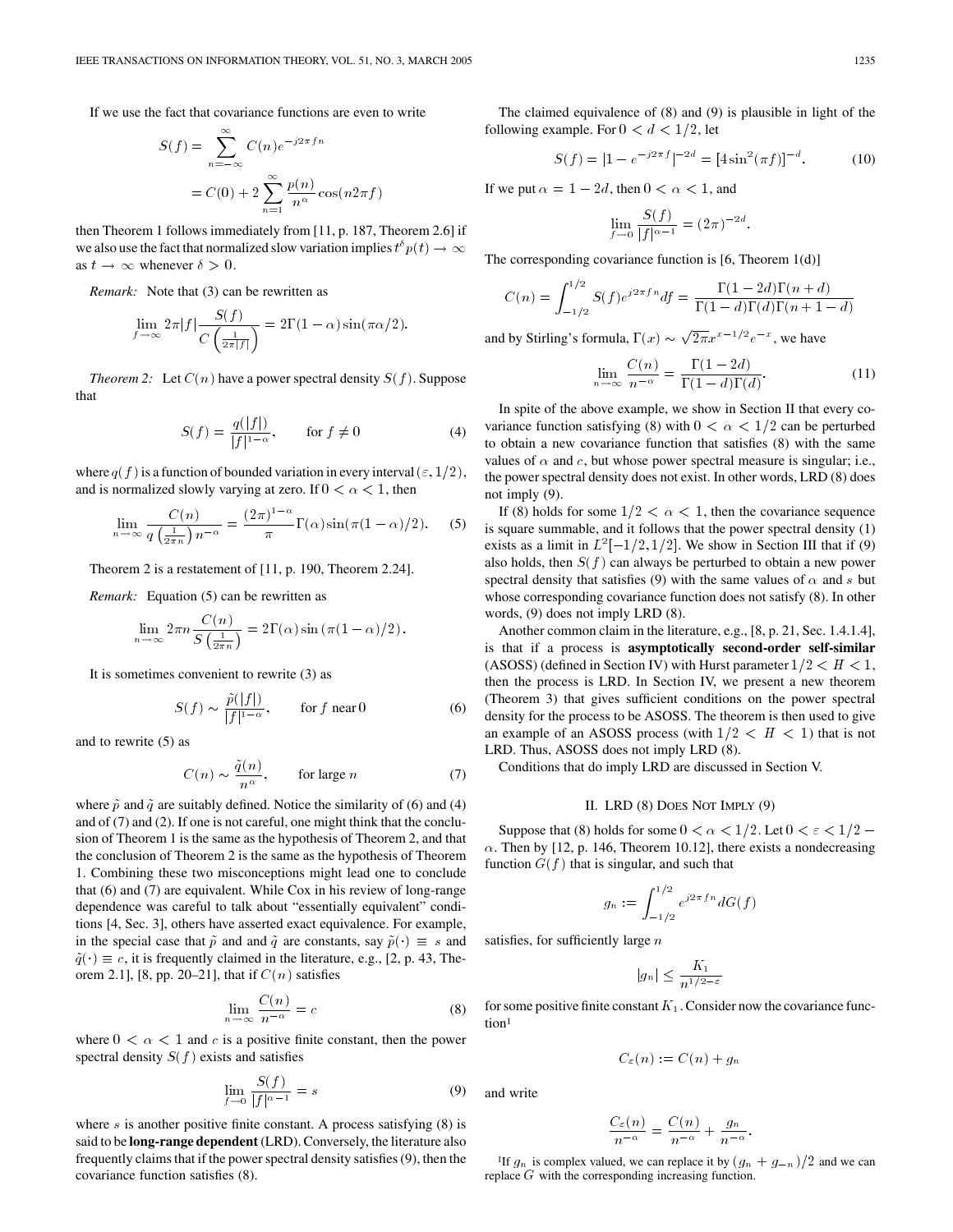If we use the fact that covariance functions are even to write

$$S(f) = \sum_{n=-\infty}^{\infty} C(n)e^{-j2\pi fn}$$
$$= C(0) + 2\sum_{n=1}^{\infty} \frac{p(n)}{n^{\alpha}} \cos(n2\pi f)$$

then Theorem 1 follows immediately from [11, p. 187, Theorem 2.6] if we also use the fact that normalized slow variation implies $t^{\delta}p(t) \to \infty$ as $t \to \infty$ whenever $\delta > 0$.

*Remark:* Note that (3) can be rewritten as

$$\lim_{f\to\infty} 2\pi|f| \frac{S(f)}{C\left(\frac{1}{2\pi|f|}\right)} = 2\Gamma(1-\alpha)\sin(\pi\alpha/2).$$

*Theorem 2:* Let $C(n)$ have a power spectral density $S(f)$. Suppose that

$$S(f) = \frac{q(|f|)}{|f|^{1-\alpha}}, \qquad \text{for } f \neq 0 \tag{4}$$

where $q(f)$ is a function of bounded variation in every interval $(\varepsilon, 1/2)$, and is normalized slowly varying at zero. If $0 < \alpha < 1$, then

$$\lim_{n\to\infty} \frac{C(n)}{q\left(\frac{1}{2\pi n}\right)n^{-\alpha}} = \frac{(2\pi)^{1-\alpha}}{\pi}\Gamma(\alpha)\sin(\pi(1-\alpha)/2). \tag{5}$$

Theorem 2 is a restatement of [11, p. 190, Theorem 2.24].

*Remark:* Equation (5) can be rewritten as

$$\lim_{n\to\infty} 2\pi n \frac{C(n)}{S\left(\frac{1}{2\pi n}\right)} = 2\Gamma(\alpha)\sin\left(\pi(1-\alpha)/2\right).$$

It is sometimes convenient to rewrite (3) as

$$S(f) \sim \frac{\tilde{p}(|f|)}{|f|^{1-\alpha}}, \qquad \text{for } f \text{ near } 0 \tag{6}$$

and to rewrite (5) as

$$C(n) \sim \frac{\tilde{q}(n)}{n^{\alpha}}, \qquad \text{for large } n \tag{7}$$

where $\tilde{p}$ and $\tilde{q}$ are suitably defined. Notice the similarity of (6) and (4) and of (7) and (2). If one is not careful, one might think that the conclusion of Theorem 1 is the same as the hypothesis of Theorem 2, and that the conclusion of Theorem 2 is the same as the hypothesis of Theorem 1. Combining these two misconceptions might lead one to conclude that (6) and (7) are equivalent. While Cox in his review of long-range dependence was careful to talk about "essentially equivalent" conditions [4, Sec. 3], others have asserted exact equivalence. For example, in the special case that $\tilde{p}$ and $\tilde{q}$ are constants, say $\tilde{p}(\cdot) \equiv s$ and $\tilde{q}(\cdot) \equiv c$, it is frequently claimed in the literature, e.g., [2, p. 43, Theorem 2.1], [8, pp. 20–21], that if $C(n)$ satisfies

$$\lim_{n\to\infty} \frac{C(n)}{n^{-\alpha}} = c \tag{8}$$

where $0 < \alpha < 1$ and $c$ is a positive finite constant, then the power spectral density $S(f)$ exists and satisfies

$$\lim_{f\to 0} \frac{S(f)}{|f|^{\alpha-1}} = s \tag{9}$$

where $s$ is another positive finite constant. A process satisfying (8) is said to be **long-range dependent** (LRD). Conversely, the literature also frequently claims that if the power spectral density satisfies (9), then the covariance function satisfies (8).

The claimed equivalence of (8) and (9) is plausible in light of the following example. For $0 < d < 1/2$, let

$$S(f) = |1 - e^{-j2\pi f}|^{-2d} = [4\sin^2(\pi f)]^{-d}. \tag{10}$$

If we put $\alpha = 1 - 2d$, then $0 < \alpha < 1$, and

$$\lim_{f\to 0} \frac{S(f)}{|f|^{\alpha-1}} = (2\pi)^{-2d}.$$

The corresponding covariance function is [6, Theorem 1(d)]

$$C(n) = \int_{-1/2}^{1/2} S(f)e^{j2\pi fn}df = \frac{\Gamma(1-2d)\Gamma(n+d)}{\Gamma(1-d)\Gamma(d)\Gamma(n+1-d)}$$

and by Stirling's formula, $\Gamma(x) \sim \sqrt{2\pi}x^{x-1/2}e^{-x}$, we have

$$\lim_{n\to\infty} \frac{C(n)}{n^{-\alpha}} = \frac{\Gamma(1-2d)}{\Gamma(1-d)\Gamma(d)}. \tag{11}$$

In spite of the above example, we show in Section II that every covariance function satisfying (8) with $0 < \alpha < 1/2$ can be perturbed to obtain a new covariance function that satisfies (8) with the same values of $\alpha$ and $c$, but whose power spectral measure is singular; i.e., the power spectral density does not exist. In other words, LRD (8) does not imply (9).

If (8) holds for some $1/2 < \alpha < 1$, then the covariance sequence is square summable, and it follows that the power spectral density (1) exists as a limit in $L^2[-1/2, 1/2]$. We show in Section III that if (9) also holds, then $S(f)$ can always be perturbed to obtain a new power spectral density that satisfies (9) with the same values of $\alpha$ and $s$ but whose corresponding covariance function does not satisfy (8). In other words, (9) does not imply LRD (8).

Another common claim in the literature, e.g., [8, p. 21, Sec. 1.4.1.4], is that if a process is **asymptotically second-order self-similar** (ASOSS) (defined in Section IV) with Hurst parameter $1/2 < H < 1$, then the process is LRD. In Section IV, we present a new theorem (Theorem 3) that gives sufficient conditions on the power spectral density for the process to be ASOSS. The theorem is then used to give an example of an ASOSS process (with $1/2 < H < 1$) that is not LRD. Thus, ASOSS does not imply LRD (8).

Conditions that do imply LRD are discussed in Section V.

## II. LRD (8) Does Not Imply (9)

Suppose that (8) holds for some $0 < \alpha < 1/2$. Let $0 < \varepsilon < 1/2 - \alpha$. Then by [12, p. 146, Theorem 10.12], there exists a nondecreasing function $G(f)$ that is singular, and such that

$$g_n := \int_{-1/2}^{1/2} e^{j2\pi fn}dG(f)$$

satisfies, for sufficiently large $n$

$$|g_n| \leq \frac{K_1}{n^{1/2-\varepsilon}}$$

for some positive finite constant $K_1$. Consider now the covariance function[1]

$$C_{\varepsilon}(n) := C(n) + g_n$$

and write

$$\frac{C_{\varepsilon}(n)}{n^{-\alpha}} = \frac{C(n)}{n^{-\alpha}} + \frac{g_n}{n^{-\alpha}}.$$

[1] If $g_n$ is complex valued, we can replace it by $(g_n + g_{-n})/2$ and we can replace $G$ with the corresponding increasing function.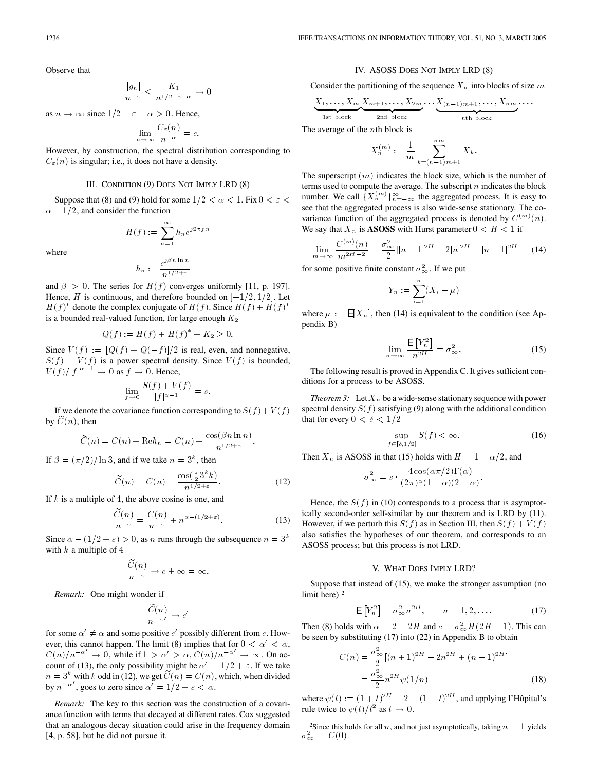Observe that

$$\frac{|g_n|}{n^{-\alpha}} \leq \frac{K_1}{n^{1/2-\varepsilon-\alpha}} \to 0$$

as $n \to \infty$ since $1/2 - \varepsilon - \alpha > 0$. Hence,

$$\lim_{n\to\infty} \frac{C_\varepsilon(n)}{n^{-\alpha}} = c.$$

However, by construction, the spectral distribution corresponding to $C_\varepsilon(n)$ is singular; i.e., it does not have a density.

## III. Condition (9) Does Not Imply LRD (8)

Suppose that (8) and (9) hold for some $1/2 < \alpha < 1$. Fix $0 < \varepsilon < \alpha - 1/2$, and consider the function

$$H(f) := \sum_{n=1}^{\infty} h_n e^{j2\pi f n}$$

where

$$h_n := \frac{e^{j\beta n \ln n}}{n^{1/2+\varepsilon}}$$

and $\beta > 0$. The series for $H(f)$ converges uniformly [11, p. 197]. Hence, $H$ is continuous, and therefore bounded on $[-1/2, 1/2]$. Let $H(f)^*$ denote the complex conjugate of $H(f)$. Since $H(f) + H(f)^*$ is a bounded real-valued function, for large enough $K_2$

$$Q(f) := H(f) + H(f)^* + K_2 \geq 0.$$

Since $V(f) := [Q(f) + Q(-f)]/2$ is real, even, and nonnegative, $S(f) + V(f)$ is a power spectral density. Since $V(f)$ is bounded, $V(f)/|f|^{\alpha-1} \to 0$ as $f \to 0$. Hence,

$$\lim_{f\to 0} \frac{S(f) + V(f)}{|f|^{\alpha-1}} = s.$$

If we denote the covariance function corresponding to $S(f) + V(f)$ by $\widetilde{C}(n)$, then

$$\widetilde{C}(n) = C(n) + \mathrm{Re}\, h_n = C(n) + \frac{\cos(\beta n \ln n)}{n^{1/2+\varepsilon}}.$$

If $\beta = (\pi/2)/\ln 3$, and if we take $n = 3^k$, then

$$\widetilde{C}(n) = C(n) + \frac{\cos(\frac{\pi}{2} 3^k k)}{n^{1/2+\varepsilon}}. \tag{12}$$

If $k$ is a multiple of 4, the above cosine is one, and

$$\frac{\widetilde{C}(n)}{n^{-\alpha}} = \frac{C(n)}{n^{-\alpha}} + n^{\alpha-(1/2+\varepsilon)}. \tag{13}$$

Since $\alpha - (1/2 + \varepsilon) > 0$, as $n$ runs through the subsequence $n = 3^k$ with $k$ a multiple of 4

$$\frac{\widetilde{C}(n)}{n^{-\alpha}} \to c + \infty = \infty.$$

*Remark:* One might wonder if

$$\frac{\widetilde{C}(n)}{n^{-\alpha'}} \to c'$$

for some $\alpha' \neq \alpha$ and some positive $c'$ possibly different from $c$. However, this cannot happen. The limit (8) implies that for $0 < \alpha' < \alpha$, $C(n)/n^{-\alpha'} \to 0$, while if $1 > \alpha' > \alpha$, $C(n)/n^{-\alpha'} \to \infty$. On account of (13), the only possibility might be $\alpha' = 1/2 + \varepsilon$. If we take $n = 3^k$ with $k$ odd in (12), we get $\widetilde{C}(n) = C(n)$, which, when divided by $n^{-\alpha'}$, goes to zero since $\alpha' = 1/2 + \varepsilon < \alpha$.

*Remark:* The key to this section was the construction of a covariance function with terms that decayed at different rates. Cox suggested that an analogous decay situation could arise in the frequency domain [4, p. 58], but he did not pursue it.

## IV. ASOSS Does Not Imply LRD (8)

Consider the partitioning of the sequence $X_n$ into blocks of size $m$

$$\underbrace{X_1, \ldots, X_m}_{\text{1st block}} \underbrace{X_{m+1}, \ldots, X_{2m}}_{\text{2nd block}} \cdots \underbrace{X_{(n-1)m+1}, \ldots, X_{nm}}_{n\text{th block}} \cdots.$$

The average of the $n$th block is

$$X_n^{(m)} := \frac{1}{m} \sum_{k=(n-1)m+1}^{nm} X_k.$$

The superscript $(m)$ indicates the block size, which is the number of terms used to compute the average. The subscript $n$ indicates the block number. We call $\{X_n^{(m)}\}_{n=-\infty}^{\infty}$ the aggregated process. It is easy to see that the aggregated process is also wide-sense stationary. The covariance function of the aggregated process is denoted by $C^{(m)}(n)$. We say that $X_n$ is **ASOSS** with Hurst parameter $0 < H < 1$ if

$$\lim_{m\to\infty} \frac{C^{(m)}(n)}{m^{2H-2}} = \frac{\sigma_\infty^2}{2}\left[|n+1|^{2H} - 2|n|^{2H} + |n-1|^{2H}\right] \tag{14}$$

for some positive finite constant $\sigma_\infty^2$. If we put

$$Y_n := \sum_{i=1}^{n} (X_i - \mu)$$

where $\mu := \mathsf{E}[X_n]$, then (14) is equivalent to the condition (see Appendix B)

$$\lim_{n\to\infty} \frac{\mathsf{E}\left[Y_n^2\right]}{n^{2H}} = \sigma_\infty^2. \tag{15}$$

The following result is proved in Appendix C. It gives sufficient conditions for a process to be ASOSS.

*Theorem 3:* Let $X_n$ be a wide-sense stationary sequence with power spectral density $S(f)$ satisfying (9) along with the additional condition that for every $0 < \delta < 1/2$

$$\sup_{f\in[\delta,1/2]} S(f) < \infty. \tag{16}$$

Then $X_n$ is ASOSS in that (15) holds with $H = 1 - \alpha/2$, and

$$\sigma_\infty^2 = s \cdot \frac{4\cos(\alpha\pi/2)\Gamma(\alpha)}{(2\pi)^\alpha(1-\alpha)(2-\alpha)}.$$

Hence, the $S(f)$ in (10) corresponds to a process that is asymptotically second-order self-similar by our theorem and is LRD by (11). However, if we perturb this $S(f)$ as in Section III, then $S(f) + V(f)$ also satisfies the hypotheses of our theorem, and corresponds to an ASOSS process; but this process is not LRD.

## V. What Does Imply LRD?

Suppose that instead of (15), we make the stronger assumption (no limit here) [2]

$$\mathsf{E}\left[Y_n^2\right] = \sigma_\infty^2 n^{2H}, \qquad n = 1, 2, \ldots. \tag{17}$$

Then (8) holds with $\alpha = 2 - 2H$ and $c = \sigma_\infty^2 H(2H-1)$. This can be seen by substituting (17) into (22) in Appendix B to obtain

$$\begin{aligned} C(n) &= \frac{\sigma_\infty^2}{2}\left[(n+1)^{2H} - 2n^{2H} + (n-1)^{2H}\right] \\ &= \frac{\sigma_\infty^2}{2} n^{2H} \psi(1/n) \end{aligned} \tag{18}$$

where $\psi(t) := (1+t)^{2H} - 2 + (1-t)^{2H}$, and applying l'Hôpital's rule twice to $\psi(t)/t^2$ as $t \to 0$.

[2] Since this holds for all $n$, and not just asymptotically, taking $n = 1$ yields $\sigma_\infty^2 = C(0)$.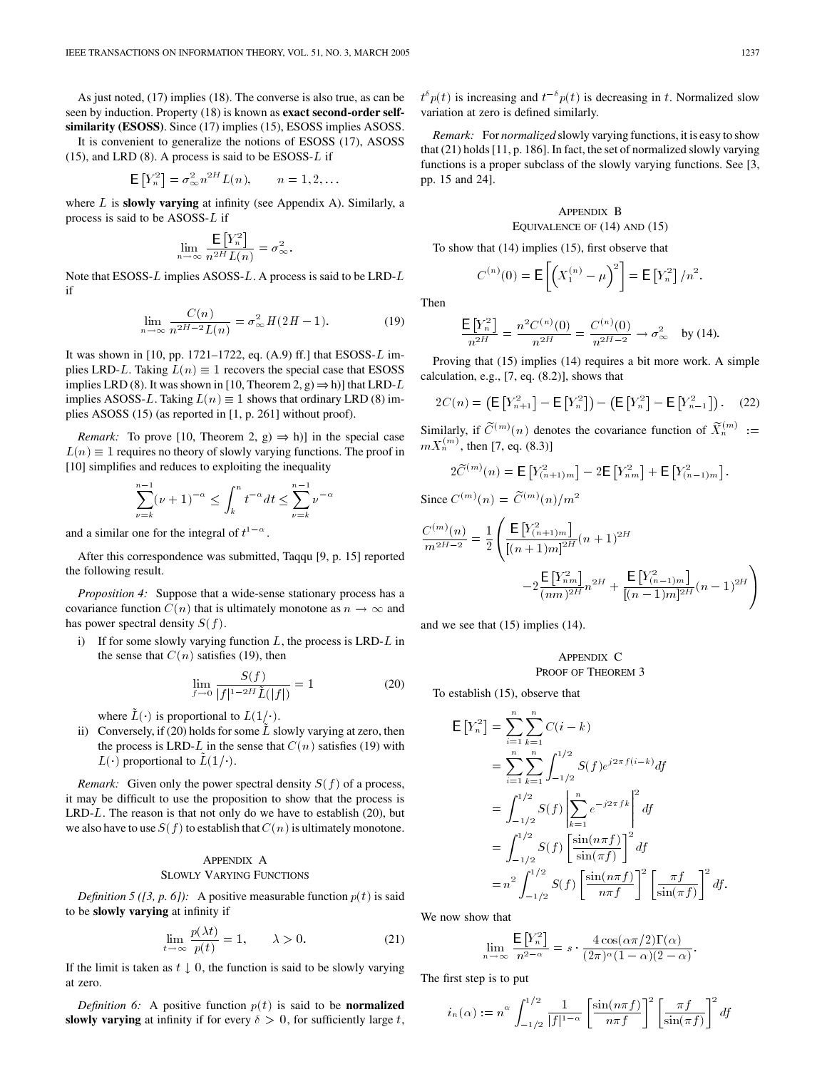As just noted, (17) implies (18). The converse is also true, as can be seen by induction. Property (18) is known as **exact second-order self-similarity (ESOSS)**. Since (17) implies (15), ESOSS implies ASOSS.

It is convenient to generalize the notions of ESOSS (17), ASOSS (15), and LRD (8). A process is said to be ESOSS-$L$ if

$$\mathsf{E}\left[Y_n^2\right] = \sigma_\infty^2 n^{2H} L(n), \qquad n = 1, 2, \ldots$$

where $L$ is **slowly varying** at infinity (see Appendix A). Similarly, a process is said to be ASOSS-$L$ if

$$\lim_{n\to\infty} \frac{\mathsf{E}\left[Y_n^2\right]}{n^{2H} L(n)} = \sigma_\infty^2.$$

Note that ESOSS-$L$ implies ASOSS-$L$. A process is said to be LRD-$L$ if

$$\lim_{n\to\infty} \frac{C(n)}{n^{2H-2} L(n)} = \sigma_\infty^2 H(2H-1). \tag{19}$$

It was shown in [10, pp. 1721–1722, eq. (A.9) ff.] that ESOSS-$L$ implies LRD-$L$. Taking $L(n) \equiv 1$ recovers the special case that ESOSS implies LRD (8). It was shown in [10, Theorem 2, g) $\Rightarrow$ h)] that LRD-$L$ implies ASOSS-$L$. Taking $L(n) \equiv 1$ shows that ordinary LRD (8) implies ASOSS (15) (as reported in [1, p. 261] without proof).

*Remark:* To prove [10, Theorem 2, g) $\Rightarrow$ h)] in the special case $L(n) \equiv 1$ requires no theory of slowly varying functions. The proof in [10] simplifies and reduces to exploiting the inequality

$$\sum_{\nu=k}^{n-1} (\nu+1)^{-\alpha} \le \int_k^n t^{-\alpha} dt \le \sum_{\nu=k}^{n-1} \nu^{-\alpha}$$

and a similar one for the integral of $t^{1-\alpha}$.

After this correspondence was submitted, Taqqu [9, p. 15] reported the following result.

*Proposition 4:* Suppose that a wide-sense stationary process has a covariance function $C(n)$ that is ultimately monotone as $n \to \infty$ and has power spectral density $S(f)$.

i) If for some slowly varying function $L$, the process is LRD-$L$ in the sense that $C(n)$ satisfies (19), then

$$\lim_{f\to 0} \frac{S(f)}{|f|^{1-2H} \tilde{L}(|f|)} = 1 \tag{20}$$

where $\tilde{L}(\cdot)$ is proportional to $L(1/\cdot)$.

ii) Conversely, if (20) holds for some $\tilde{L}$ slowly varying at zero, then the process is LRD-$L$ in the sense that $C(n)$ satisfies (19) with $L(\cdot)$ proportional to $\tilde{L}(1/\cdot)$.

*Remark:* Given only the power spectral density $S(f)$ of a process, it may be difficult to use the proposition to show that the process is LRD-$L$. The reason is that not only do we have to establish (20), but we also have to use $S(f)$ to establish that $C(n)$ is ultimately monotone.

## Appendix A
## Slowly Varying Functions

*Definition 5 ([3, p. 6]):* A positive measurable function $p(t)$ is said to be **slowly varying** at infinity if

$$\lim_{t\to\infty} \frac{p(\lambda t)}{p(t)} = 1, \qquad \lambda > 0. \tag{21}$$

If the limit is taken as $t \downarrow 0$, the function is said to be slowly varying at zero.

*Definition 6:* A positive function $p(t)$ is said to be **normalized slowly varying** at infinity if for every $\delta > 0$, for sufficiently large $t$, $t^\delta p(t)$ is increasing and $t^{-\delta} p(t)$ is decreasing in $t$. Normalized slow variation at zero is defined similarly.

*Remark:* For *normalized* slowly varying functions, it is easy to show that (21) holds [11, p. 186]. In fact, the set of normalized slowly varying functions is a proper subclass of the slowly varying functions. See [3, pp. 15 and 24].

## Appendix B
## Equivalence of (14) and (15)

To show that (14) implies (15), first observe that

$$C^{(n)}(0) = \mathsf{E}\left[\left(X_1^{(n)} - \mu\right)^2\right] = \mathsf{E}\left[Y_n^2\right]/n^2.$$

Then

$$\frac{\mathsf{E}\left[Y_n^2\right]}{n^{2H}} = \frac{n^2 C^{(n)}(0)}{n^{2H}} = \frac{C^{(n)}(0)}{n^{2H-2}} \to \sigma_\infty^2 \quad \text{by (14).}$$

Proving that (15) implies (14) requires a bit more work. A simple calculation, e.g., [7, eq. (8.2)], shows that

$$2C(n) = \left(\mathsf{E}\left[Y_{n+1}^2\right] - \mathsf{E}\left[Y_n^2\right]\right) - \left(\mathsf{E}\left[Y_n^2\right] - \mathsf{E}\left[Y_{n-1}^2\right]\right). \tag{22}$$

Similarly, if $\widetilde{C}^{(m)}(n)$ denotes the covariance function of $\widetilde{X}_n^{(m)} := mX_n^{(m)}$, then [7, eq. (8.3)]

$$2\widetilde{C}^{(m)}(n) = \mathsf{E}\left[Y_{(n+1)m}^2\right] - 2\mathsf{E}\left[Y_{nm}^2\right] + \mathsf{E}\left[Y_{(n-1)m}^2\right].$$

Since $C^{(m)}(n) = \widetilde{C}^{(m)}(n)/m^2$

$$\frac{C^{(m)}(n)}{m^{2H-2}} = \frac{1}{2}\left(\frac{\mathsf{E}\left[Y_{(n+1)m}^2\right]}{[(n+1)m]^{2H}}(n+1)^{2H} - 2\frac{\mathsf{E}\left[Y_{nm}^2\right]}{(nm)^{2H}} n^{2H} + \frac{\mathsf{E}\left[Y_{(n-1)m}^2\right]}{[(n-1)m]^{2H}}(n-1)^{2H}\right)$$

and we see that (15) implies (14).

## Appendix C
## Proof of Theorem 3

To establish (15), observe that

$$\begin{aligned}
\mathsf{E}\left[Y_n^2\right] &= \sum_{i=1}^n \sum_{k=1}^n C(i-k) \\
&= \sum_{i=1}^n \sum_{k=1}^n \int_{-1/2}^{1/2} S(f) e^{j2\pi f(i-k)} df \\
&= \int_{-1/2}^{1/2} S(f) \left|\sum_{k=1}^n e^{-j2\pi fk}\right|^2 df \\
&= \int_{-1/2}^{1/2} S(f) \left[\frac{\sin(n\pi f)}{\sin(\pi f)}\right]^2 df \\
&= n^2 \int_{-1/2}^{1/2} S(f) \left[\frac{\sin(n\pi f)}{n\pi f}\right]^2 \left[\frac{\pi f}{\sin(\pi f)}\right]^2 df.
\end{aligned}$$

We now show that

$$\lim_{n\to\infty} \frac{\mathsf{E}\left[Y_n^2\right]}{n^{2-\alpha}} = s \cdot \frac{4\cos(\alpha\pi/2)\Gamma(\alpha)}{(2\pi)^\alpha (1-\alpha)(2-\alpha)}.$$

The first step is to put

$$i_n(\alpha) := n^\alpha \int_{-1/2}^{1/2} \frac{1}{|f|^{1-\alpha}} \left[\frac{\sin(n\pi f)}{n\pi f}\right]^2 \left[\frac{\pi f}{\sin(\pi f)}\right]^2 df$$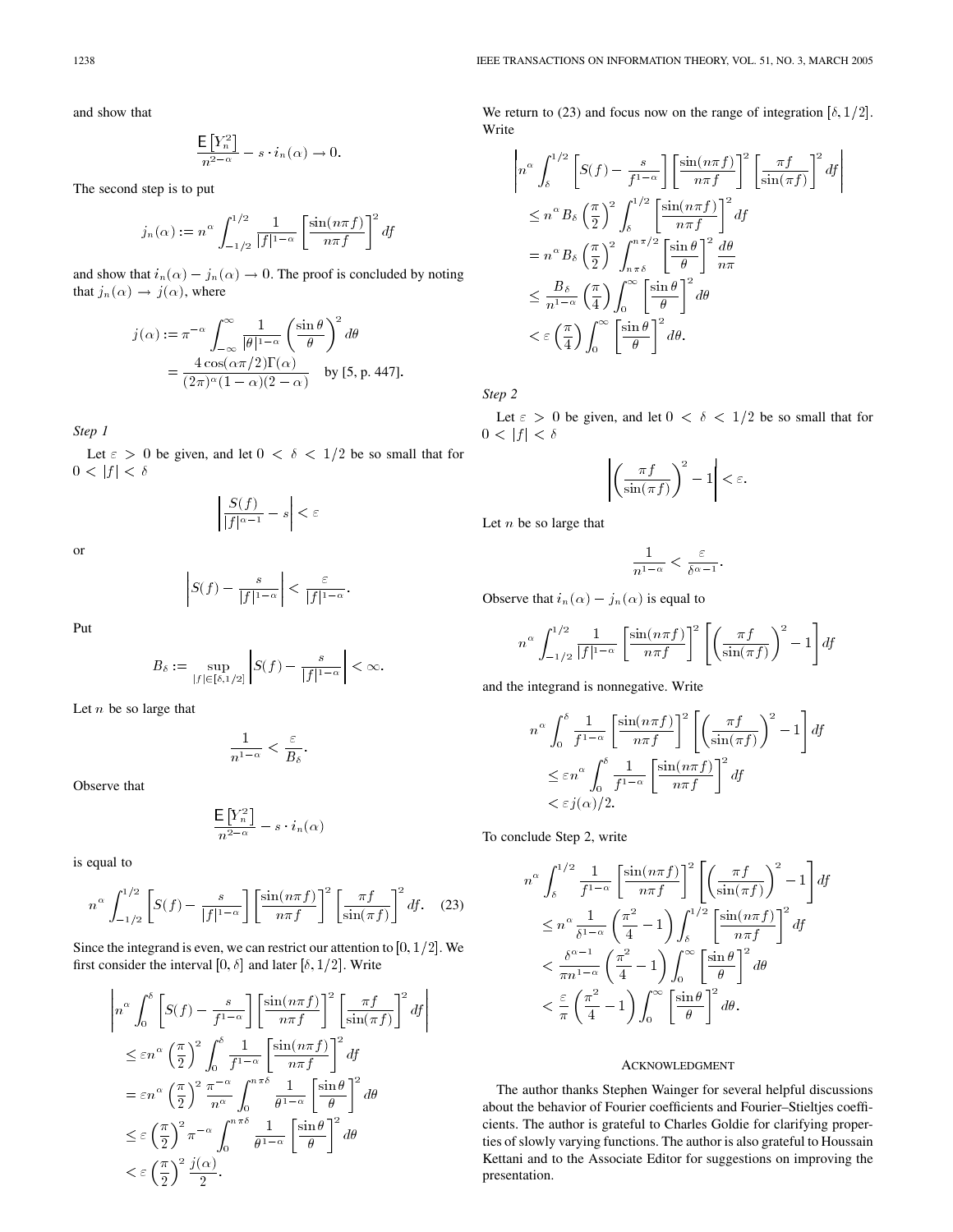and show that

$$\frac{\mathsf{E}\left[Y_n^2\right]}{n^{2-\alpha}} - s \cdot i_n(\alpha) \to 0.$$

The second step is to put

$$j_n(\alpha) := n^\alpha \int_{-1/2}^{1/2} \frac{1}{|f|^{1-\alpha}} \left[\frac{\sin(n\pi f)}{n\pi f}\right]^2 df$$

and show that $i_n(\alpha) - j_n(\alpha) \to 0$. The proof is concluded by noting that $j_n(\alpha) \to j(\alpha)$, where

$$\begin{aligned} j(\alpha) &:= \pi^{-\alpha} \int_{-\infty}^{\infty} \frac{1}{|\theta|^{1-\alpha}} \left(\frac{\sin\theta}{\theta}\right)^2 d\theta \\ &= \frac{4\cos(\alpha\pi/2)\Gamma(\alpha)}{(2\pi)^\alpha(1-\alpha)(2-\alpha)} \quad \text{by [5, p. 447].} \end{aligned}$$

*Step 1*

Let $\varepsilon > 0$ be given, and let $0 < \delta < 1/2$ be so small that for $0 < |f| < \delta$

$$\left|\frac{S(f)}{|f|^{\alpha-1}} - s\right| < \varepsilon$$

or

$$\left|S(f) - \frac{s}{|f|^{1-\alpha}}\right| < \frac{\varepsilon}{|f|^{1-\alpha}}.$$

Put

$$B_\delta := \sup_{|f| \in [\delta, 1/2]} \left|S(f) - \frac{s}{|f|^{1-\alpha}}\right| < \infty.$$

Let $n$ be so large that

$$\frac{1}{n^{1-\alpha}} < \frac{\varepsilon}{B_\delta}.$$

Observe that

$$\frac{\mathsf{E}\left[Y_n^2\right]}{n^{2-\alpha}} - s \cdot i_n(\alpha)$$

is equal to

$$n^\alpha \int_{-1/2}^{1/2} \left[S(f) - \frac{s}{|f|^{1-\alpha}}\right] \left[\frac{\sin(n\pi f)}{n\pi f}\right]^2 \left[\frac{\pi f}{\sin(\pi f)}\right]^2 df. \quad (23)$$

Since the integrand is even, we can restrict our attention to $[0, 1/2]$. We first consider the interval $[0, \delta]$ and later $[\delta, 1/2]$. Write

$$\begin{aligned} &\left|n^\alpha \int_0^\delta \left[S(f) - \frac{s}{f^{1-\alpha}}\right] \left[\frac{\sin(n\pi f)}{n\pi f}\right]^2 \left[\frac{\pi f}{\sin(\pi f)}\right]^2 df\right| \\ &\quad \le \varepsilon n^\alpha \left(\frac{\pi}{2}\right)^2 \int_0^\delta \frac{1}{f^{1-\alpha}} \left[\frac{\sin(n\pi f)}{n\pi f}\right]^2 df \\ &\quad = \varepsilon n^\alpha \left(\frac{\pi}{2}\right)^2 \frac{\pi^{-\alpha}}{n^\alpha} \int_0^{n\pi\delta} \frac{1}{\theta^{1-\alpha}} \left[\frac{\sin\theta}{\theta}\right]^2 d\theta \\ &\quad \le \varepsilon \left(\frac{\pi}{2}\right)^2 \pi^{-\alpha} \int_0^{n\pi\delta} \frac{1}{\theta^{1-\alpha}} \left[\frac{\sin\theta}{\theta}\right]^2 d\theta \\ &\quad < \varepsilon \left(\frac{\pi}{2}\right)^2 \frac{j(\alpha)}{2}. \end{aligned}$$

We return to (23) and focus now on the range of integration $[\delta, 1/2]$. Write

$$\begin{aligned} &\left|n^\alpha \int_\delta^{1/2} \left[S(f) - \frac{s}{f^{1-\alpha}}\right] \left[\frac{\sin(n\pi f)}{n\pi f}\right]^2 \left[\frac{\pi f}{\sin(\pi f)}\right]^2 df\right| \\ &\quad \le n^\alpha B_\delta \left(\frac{\pi}{2}\right)^2 \int_\delta^{1/2} \left[\frac{\sin(n\pi f)}{n\pi f}\right]^2 df \\ &\quad = n^\alpha B_\delta \left(\frac{\pi}{2}\right)^2 \int_{n\pi\delta}^{n\pi/2} \left[\frac{\sin\theta}{\theta}\right]^2 \frac{d\theta}{n\pi} \\ &\quad \le \frac{B_\delta}{n^{1-\alpha}} \left(\frac{\pi}{4}\right) \int_0^\infty \left[\frac{\sin\theta}{\theta}\right]^2 d\theta \\ &\quad < \varepsilon \left(\frac{\pi}{4}\right) \int_0^\infty \left[\frac{\sin\theta}{\theta}\right]^2 d\theta. \end{aligned}$$

*Step 2*

Let $\varepsilon > 0$ be given, and let $0 < \delta < 1/2$ be so small that for $0 < |f| < \delta$

$$\left|\left(\frac{\pi f}{\sin(\pi f)}\right)^2 - 1\right| < \varepsilon.$$

Let $n$ be so large that

$$\frac{1}{n^{1-\alpha}} < \frac{\varepsilon}{\delta^{\alpha-1}}.$$

Observe that $i_n(\alpha) - j_n(\alpha)$ is equal to

$$n^\alpha \int_{-1/2}^{1/2} \frac{1}{|f|^{1-\alpha}} \left[\frac{\sin(n\pi f)}{n\pi f}\right]^2 \left[\left(\frac{\pi f}{\sin(\pi f)}\right)^2 - 1\right] df$$

and the integrand is nonnegative. Write

$$\begin{aligned} &n^\alpha \int_0^\delta \frac{1}{f^{1-\alpha}} \left[\frac{\sin(n\pi f)}{n\pi f}\right]^2 \left[\left(\frac{\pi f}{\sin(\pi f)}\right)^2 - 1\right] df \\ &\quad \le \varepsilon n^\alpha \int_0^\delta \frac{1}{f^{1-\alpha}} \left[\frac{\sin(n\pi f)}{n\pi f}\right]^2 df \\ &\quad < \varepsilon j(\alpha)/2. \end{aligned}$$

To conclude Step 2, write

$$\begin{aligned} &n^\alpha \int_\delta^{1/2} \frac{1}{f^{1-\alpha}} \left[\frac{\sin(n\pi f)}{n\pi f}\right]^2 \left[\left(\frac{\pi f}{\sin(\pi f)}\right)^2 - 1\right] df \\ &\quad \le n^\alpha \frac{1}{\delta^{1-\alpha}} \left(\frac{\pi^2}{4} - 1\right) \int_\delta^{1/2} \left[\frac{\sin(n\pi f)}{n\pi f}\right]^2 df \\ &\quad < \frac{\delta^{\alpha-1}}{\pi n^{1-\alpha}} \left(\frac{\pi^2}{4} - 1\right) \int_0^\infty \left[\frac{\sin\theta}{\theta}\right]^2 d\theta \\ &\quad < \frac{\varepsilon}{\pi} \left(\frac{\pi^2}{4} - 1\right) \int_0^\infty \left[\frac{\sin\theta}{\theta}\right]^2 d\theta. \end{aligned}$$

## Acknowledgment

The author thanks Stephen Wainger for several helpful discussions about the behavior of Fourier coefficients and Fourier–Stieltjes coefficients. The author is grateful to Charles Goldie for clarifying properties of slowly varying functions. The author is also grateful to Houssain Kettani and to the Associate Editor for suggestions on improving the presentation.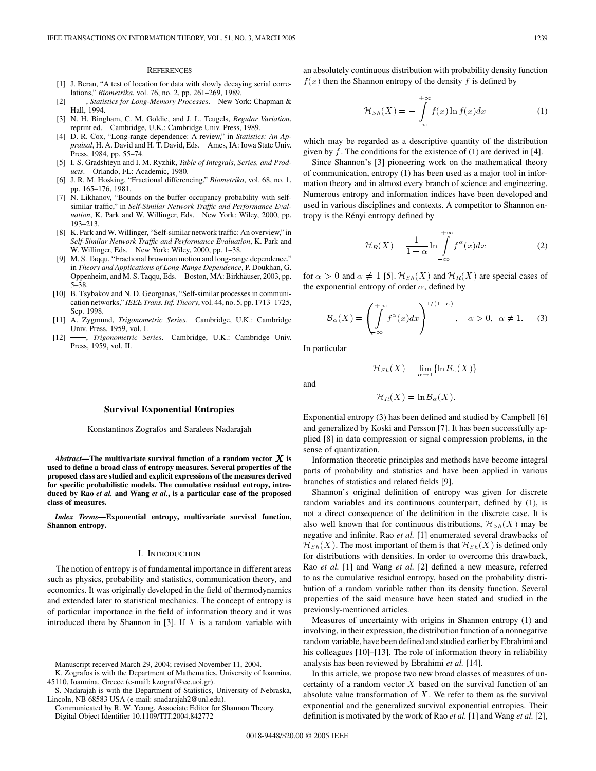## REFERENCES

- [1] J. Beran, "A test of location for data with slowly decaying serial correlations," *Biometrika*, vol. 76, no. 2, pp. 261–269, 1989.
- [2] ——, *Statistics for Long-Memory Processes*. New York: Chapman & Hall, 1994.
- [3] N. H. Bingham, C. M. Goldie, and J. L. Teugels, *Regular Variation*, reprint ed. Cambridge, U.K.: Cambridge Univ. Press, 1989.
- [4] D. R. Cox, "Long-range dependence: A review," in *Statistics: An Appraisal*, H. A. David and H. T. David, Eds. Ames, IA: Iowa State Univ. Press, 1984, pp. 55–74.
- [5] I. S. Gradshteyn and I. M. Ryzhik, *Table of Integrals, Series, and Products*. Orlando, FL: Academic, 1980.
- [6] J. R. M. Hosking, "Fractional differencing," *Biometrika*, vol. 68, no. 1, pp. 165–176, 1981.
- [7] N. Likhanov, "Bounds on the buffer occupancy probability with self-similar traffic," in *Self-Similar Network Traffic and Performance Evaluation*, K. Park and W. Willinger, Eds. New York: Wiley, 2000, pp. 193–213.
- [8] K. Park and W. Willinger, "Self-similar network traffic: An overview," in *Self-Similar Network Traffic and Performance Evaluation*, K. Park and W. Willinger, Eds. New York: Wiley, 2000, pp. 1–38.
- [9] M. S. Taqqu, "Fractional brownian motion and long-range dependence," in *Theory and Applications of Long-Range Dependence*, P. Doukhan, G. Oppenheim, and M. S. Taqqu, Eds. Boston, MA: Birkhäuser, 2003, pp. 5–38.
- [10] B. Tsybakov and N. D. Georganas, "Self-similar processes in communication networks," *IEEE Trans. Inf. Theory*, vol. 44, no. 5, pp. 1713–1725, Sep. 1998.
- [11] A. Zygmund, *Trigonometric Series*. Cambridge, U.K.: Cambridge Univ. Press, 1959, vol. I.
- [12] ——, *Trigonometric Series*. Cambridge, U.K.: Cambridge Univ. Press, 1959, vol. II.

# Survival Exponential Entropies

Konstantinos Zografos and Saralees Nadarajah

***Abstract*—The multivariate survival function of a random vector $X$ is used to define a broad class of entropy measures. Several properties of the proposed class are studied and explicit expressions of the measures derived for specific probabilistic models. The cumulative residual entropy, introduced by Rao *et al.* and Wang *et al.*, is a particular case of the proposed class of measures.**

***Index Terms*—Exponential entropy, multivariate survival function, Shannon entropy.**

## I. INTRODUCTION

The notion of entropy is of fundamental importance in different areas such as physics, probability and statistics, communication theory, and economics. It was originally developed in the field of thermodynamics and extended later to statistical mechanics. The concept of entropy is of particular importance in the field of information theory and it was introduced there by Shannon in [3]. If $X$ is a random variable with an absolutely continuous distribution with probability density function $f(x)$ then the Shannon entropy of the density $f$ is defined by

$$\mathcal{H}_{Sh}(X) = -\int_{-\infty}^{+\infty} f(x) \ln f(x) dx \tag{1}$$

which may be regarded as a descriptive quantity of the distribution given by $f$. The conditions for the existence of (1) are derived in [4].

Since Shannon's [3] pioneering work on the mathematical theory of communication, entropy (1) has been used as a major tool in information theory and in almost every branch of science and engineering. Numerous entropy and information indices have been developed and used in various disciplines and contexts. A competitor to Shannon entropy is the Rényi entropy defined by

$$\mathcal{H}_R(X) = \frac{1}{1-\alpha} \ln \int_{-\infty}^{+\infty} f^{\alpha}(x) dx \tag{2}$$

for $\alpha > 0$ and $\alpha \neq 1$ [5]. $\mathcal{H}_{Sh}(X)$ and $\mathcal{H}_R(X)$ are special cases of the exponential entropy of order $\alpha$, defined by

$$\mathcal{B}_{\alpha}(X) = \left( \int_{-\infty}^{+\infty} f^{\alpha}(x) dx \right)^{1/(1-\alpha)}, \quad \alpha > 0, \ \alpha \neq 1. \tag{3}$$

In particular

$$\mathcal{H}_{Sh}(X) = \lim_{\alpha \to 1} \{\ln \mathcal{B}_{\alpha}(X)\}$$

and

$$\mathcal{H}_R(X) = \ln \mathcal{B}_{\alpha}(X).$$

Exponential entropy (3) has been defined and studied by Campbell [6] and generalized by Koski and Persson [7]. It has been successfully applied [8] in data compression or signal compression problems, in the sense of quantization.

Information theoretic principles and methods have become integral parts of probability and statistics and have been applied in various branches of statistics and related fields [9].

Shannon's original definition of entropy was given for discrete random variables and its continuous counterpart, defined by (1), is not a direct consequence of the definition in the discrete case. It is also well known that for continuous distributions, $\mathcal{H}_{Sh}(X)$ may be negative and infinite. Rao *et al.* [1] enumerated several drawbacks of $\mathcal{H}_{Sh}(X)$. The most important of them is that $\mathcal{H}_{Sh}(X)$ is defined only for distributions with densities. In order to overcome this drawback, Rao *et al.* [1] and Wang *et al.* [2] defined a new measure, referred to as the cumulative residual entropy, based on the probability distribution of a random variable rather than its density function. Several properties of the said measure have been stated and studied in the previously-mentioned articles.

Measures of uncertainty with origins in Shannon entropy (1) and involving, in their expression, the distribution function of a nonnegative random variable, have been defined and studied earlier by Ebrahimi and his colleagues [10]–[13]. The role of information theory in reliability analysis has been reviewed by Ebrahimi *et al.* [14].

In this article, we propose two new broad classes of measures of uncertainty of a random vector $X$ based on the survival function of an absolute value transformation of $X$. We refer to them as the survival exponential and the generalized survival exponential entropies. Their definition is motivated by the work of Rao *et al.* [1] and Wang *et al.* [2],

Manuscript received March 29, 2004; revised November 11, 2004.

K. Zografos is with the Department of Mathematics, University of Ioannina, 45110, Ioannina, Greece (e-mail: kzograf@cc.uoi.gr).

S. Nadarajah is with the Department of Statistics, University of Nebraska, Lincoln, NB 68583 USA (e-mail: snadarajah2@unl.edu).

Communicated by R. W. Yeung, Associate Editor for Shannon Theory.

Digital Object Identifier 10.1109/TIT.2004.842772